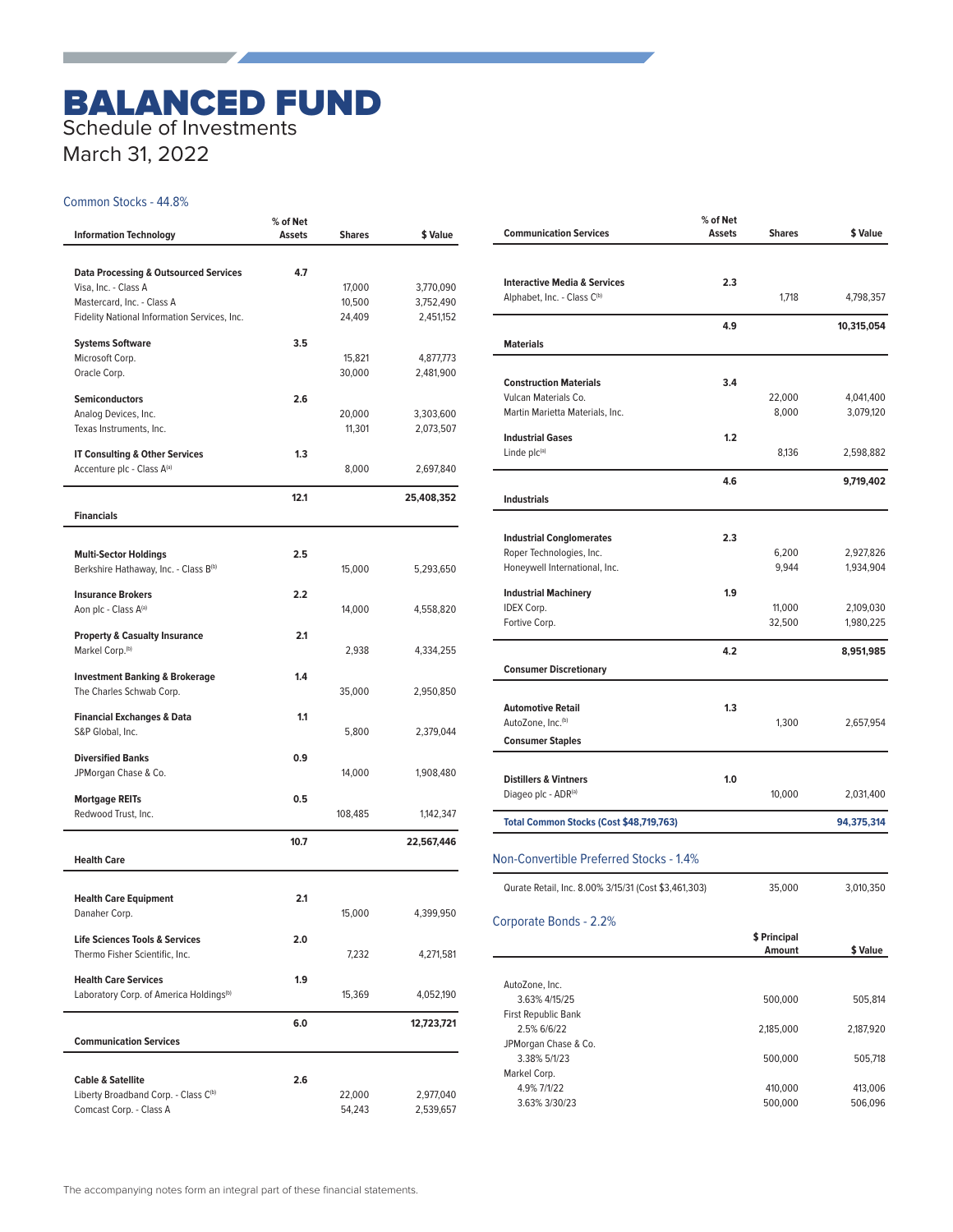# BALANCED FUND

Schedule of Investments

March 31, 2022

## Common Stocks - 44.8%

| Information Technology | % of Net Assets | Shares | $ Value |
|---|---|---|---|
| **Data Processing & Outsourced Services** | **4.7** | | |
| Visa, Inc. - Class A | | 17,000 | 3,770,090 |
| Mastercard, Inc. - Class A | | 10,500 | 3,752,490 |
| Fidelity National Information Services, Inc. | | 24,409 | 2,451,152 |
| **Systems Software** | **3.5** | | |
| Microsoft Corp. | | 15,821 | 4,877,773 |
| Oracle Corp. | | 30,000 | 2,481,900 |
| **Semiconductors** | **2.6** | | |
| Analog Devices, Inc. | | 20,000 | 3,303,600 |
| Texas Instruments, Inc. | | 11,301 | 2,073,507 |
| **IT Consulting & Other Services** | **1.3** | | |
| Accenture plc - Class A[(a)] | | 8,000 | 2,697,840 |
| | **12.1** | | **25,408,352** |
| **Financials** | | | |
| **Multi-Sector Holdings** | **2.5** | | |
| Berkshire Hathaway, Inc. - Class B[(b)] | | 15,000 | 5,293,650 |
| **Insurance Brokers** | **2.2** | | |
| Aon plc - Class A[(a)] | | 14,000 | 4,558,820 |
| **Property & Casualty Insurance** | **2.1** | | |
| Markel Corp.[(b)] | | 2,938 | 4,334,255 |
| **Investment Banking & Brokerage** | **1.4** | | |
| The Charles Schwab Corp. | | 35,000 | 2,950,850 |
| **Financial Exchanges & Data** | **1.1** | | |
| S&P Global, Inc. | | 5,800 | 2,379,044 |
| **Diversified Banks** | **0.9** | | |
| JPMorgan Chase & Co. | | 14,000 | 1,908,480 |
| **Mortgage REITs** | **0.5** | | |
| Redwood Trust, Inc. | | 108,485 | 1,142,347 |
| | **10.7** | | **22,567,446** |
| **Health Care** | | | |
| **Health Care Equipment** | **2.1** | | |
| Danaher Corp. | | 15,000 | 4,399,950 |
| **Life Sciences Tools & Services** | **2.0** | | |
| Thermo Fisher Scientific, Inc. | | 7,232 | 4,271,581 |
| **Health Care Services** | **1.9** | | |
| Laboratory Corp. of America Holdings[(b)] | | 15,369 | 4,052,190 |
| | **6.0** | | **12,723,721** |
| **Communication Services** | | | |
| **Cable & Satellite** | **2.6** | | |
| Liberty Broadband Corp. - Class C[(b)] | | 22,000 | 2,977,040 |
| Comcast Corp. - Class A | | 54,243 | 2,539,657 |
| **Interactive Media & Services** | **2.3** | | |
| Alphabet, Inc. - Class C[(b)] | | 1,718 | 4,798,357 |
| | **4.9** | | **10,315,054** |
| **Materials** | | | |
| **Construction Materials** | **3.4** | | |
| Vulcan Materials Co. | | 22,000 | 4,041,400 |
| Martin Marietta Materials, Inc. | | 8,000 | 3,079,120 |
| **Industrial Gases** | **1.2** | | |
| Linde plc[(a)] | | 8,136 | 2,598,882 |
| | **4.6** | | **9,719,402** |
| **Industrials** | | | |
| **Industrial Conglomerates** | **2.3** | | |
| Roper Technologies, Inc. | | 6,200 | 2,927,826 |
| Honeywell International, Inc. | | 9,944 | 1,934,904 |
| **Industrial Machinery** | **1.9** | | |
| IDEX Corp. | | 11,000 | 2,109,030 |
| Fortive Corp. | | 32,500 | 1,980,225 |
| | **4.2** | | **8,951,985** |
| **Consumer Discretionary** | | | |
| **Automotive Retail** | **1.3** | | |
| AutoZone, Inc.[(b)] | | 1,300 | 2,657,954 |
| **Consumer Staples** | | | |
| **Distillers & Vintners** | **1.0** | | |
| Diageo plc - ADR[(a)] | | 10,000 | 2,031,400 |
| **Total Common Stocks (Cost $48,719,763)** | | | **94,375,314** |

## Non-Convertible Preferred Stocks - 1.4%

| | Shares | $ Value |
|---|---|---|
| Qurate Retail, Inc. 8.00% 3/15/31 (Cost $3,461,303) | 35,000 | 3,010,350 |

## Corporate Bonds - 2.2%

| | $ Principal Amount | $ Value |
|---|---|---|
| AutoZone, Inc. | | |
| 3.63% 4/15/25 | 500,000 | 505,814 |
| First Republic Bank | | |
| 2.5% 6/6/22 | 2,185,000 | 2,187,920 |
| JPMorgan Chase & Co. | | |
| 3.38% 5/1/23 | 500,000 | 505,718 |
| Markel Corp. | | |
| 4.9% 7/1/22 | 410,000 | 413,006 |
| 3.63% 3/30/23 | 500,000 | 506,096 |

The accompanying notes form an integral part of these financial statements.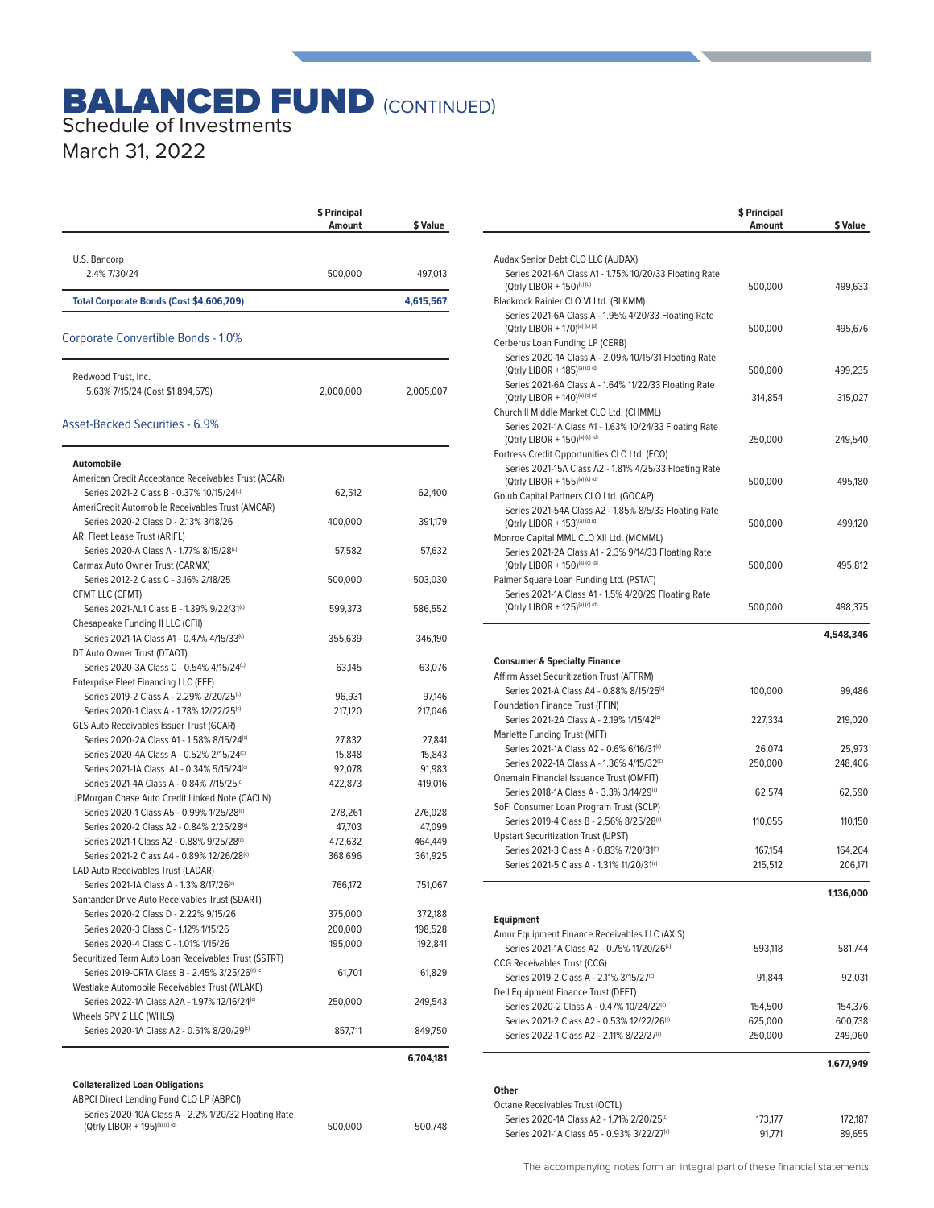# BALANCED FUND (CONTINUED)

Schedule of Investments

March 31, 2022

| | $ Principal Amount | $ Value |
|---|---|---|
| U.S. Bancorp | | |
| 2.4% 7/30/24 | 500,000 | 497,013 |
| **Total Corporate Bonds (Cost $4,606,709)** | | **4,615,567** |

## Corporate Convertible Bonds - 1.0%

| | $ Principal Amount | $ Value |
|---|---|---|
| Redwood Trust, Inc. | | |
| 5.63% 7/15/24 (Cost $1,894,579) | 2,000,000 | 2,005,007 |

## Asset-Backed Securities - 6.9%

| | $ Principal Amount | $ Value |
|---|---|---|
| **Automobile** | | |
| American Credit Acceptance Receivables Trust (ACAR) | | |
| Series 2021-2 Class B - 0.37% 10/15/24[c] | 62,512 | 62,400 |
| AmeriCredit Automobile Receivables Trust (AMCAR) | | |
| Series 2020-2 Class D - 2.13% 3/18/26 | 400,000 | 391,179 |
| ARI Fleet Lease Trust (ARIFL) | | |
| Series 2020-A Class A - 1.77% 8/15/28[c] | 57,582 | 57,632 |
| Carmax Auto Owner Trust (CARMX) | | |
| Series 2012-2 Class C - 3.16% 2/18/25 | 500,000 | 503,030 |
| CFMT LLC (CFMT) | | |
| Series 2021-AL1 Class B - 1.39% 9/22/31[c] | 599,373 | 586,552 |
| Chesapeake Funding II LLC (CFII) | | |
| Series 2021-1A Class A1 - 0.47% 4/15/33[c] | 355,639 | 346,190 |
| DT Auto Owner Trust (DTAOT) | | |
| Series 2020-3A Class C - 0.54% 4/15/24[c] | 63,145 | 63,076 |
| Enterprise Fleet Financing LLC (EFF) | | |
| Series 2019-2 Class A - 2.29% 2/20/25[c] | 96,931 | 97,146 |
| Series 2020-1 Class A - 1.78% 12/22/25[c] | 217,120 | 217,046 |
| GLS Auto Receivables Issuer Trust (GCAR) | | |
| Series 2020-2A Class A1 - 1.58% 8/15/24[c] | 27,832 | 27,841 |
| Series 2020-4A Class A - 0.52% 2/15/24[c] | 15,848 | 15,843 |
| Series 2021-1A Class A1 - 0.34% 5/15/24[c] | 92,078 | 91,983 |
| Series 2021-4A Class A - 0.84% 7/15/25[c] | 422,873 | 419,016 |
| JPMorgan Chase Auto Credit Linked Note (CACLN) | | |
| Series 2020-1 Class A5 - 0.99% 1/25/28[c] | 278,261 | 276,028 |
| Series 2020-2 Class A2 - 0.84% 2/25/28[c] | 47,703 | 47,099 |
| Series 2021-1 Class A2 - 0.88% 9/25/28[c] | 472,632 | 464,449 |
| Series 2021-2 Class A4 - 0.89% 12/26/28[c] | 368,696 | 361,925 |
| LAD Auto Receivables Trust (LADAR) | | |
| Series 2021-1A Class A - 1.3% 8/17/26[c] | 766,172 | 751,067 |
| Santander Drive Auto Receivables Trust (SDART) | | |
| Series 2020-2 Class D - 2.22% 9/15/26 | 375,000 | 372,188 |
| Series 2020-3 Class C - 1.12% 1/15/26 | 200,000 | 198,528 |
| Series 2020-4 Class C - 1.01% 1/15/26 | 195,000 | 192,841 |
| Securitized Term Auto Loan Receivables Trust (SSTRT) | | |
| Series 2019-CRTA Class B - 2.45% 3/25/26[a] [c] | 61,701 | 61,829 |
| Westlake Automobile Receivables Trust (WLAKE) | | |
| Series 2022-1A Class A2A - 1.97% 12/16/24[c] | 250,000 | 249,543 |
| Wheels SPV 2 LLC (WHLS) | | |
| Series 2020-1A Class A2 - 0.51% 8/20/29[c] | 857,711 | 849,750 |
| | | **6,704,181** |
| **Collateralized Loan Obligations** | | |
| ABPCI Direct Lending Fund CLO LP (ABPCI) | | |
| Series 2020-10A Class A - 2.2% 1/20/32 Floating Rate (Qtrly LIBOR + 195)[a] [c] [d] | 500,000 | 500,748 |
| Audax Senior Debt CLO LLC (AUDAX) | | |
| Series 2021-6A Class A1 - 1.75% 10/20/33 Floating Rate (Qtrly LIBOR + 150)[c] [d] | 500,000 | 499,633 |
| Blackrock Rainier CLO VI Ltd. (BLKMM) | | |
| Series 2021-6A Class A - 1.95% 4/20/33 Floating Rate (Qtrly LIBOR + 170)[a] [c] [d] | 500,000 | 495,676 |
| Cerberus Loan Funding LP (CERB) | | |
| Series 2020-1A Class A - 2.09% 10/15/31 Floating Rate (Qtrly LIBOR + 185)[a] [c] [d] | 500,000 | 499,235 |
| Series 2021-6A Class A - 1.64% 11/22/33 Floating Rate (Qtrly LIBOR + 140)[a] [c] [d] | 314,854 | 315,027 |
| Churchill Middle Market CLO Ltd. (CHMML) | | |
| Series 2021-1A Class A1 - 1.63% 10/24/33 Floating Rate (Qtrly LIBOR + 150)[a] [c] [d] | 250,000 | 249,540 |
| Fortress Credit Opportunities CLO Ltd. (FCO) | | |
| Series 2021-15A Class A2 - 1.81% 4/25/33 Floating Rate (Qtrly LIBOR + 155)[a] [c] [d] | 500,000 | 495,180 |
| Golub Capital Partners CLO Ltd. (GOCAP) | | |
| Series 2021-54A Class A2 - 1.85% 8/5/33 Floating Rate (Qtrly LIBOR + 153)[a] [c] [d] | 500,000 | 499,120 |
| Monroe Capital MML CLO XII Ltd. (MCMML) | | |
| Series 2021-2A Class A1 - 2.3% 9/14/33 Floating Rate (Qtrly LIBOR + 150)[a] [c] [d] | 500,000 | 495,812 |
| Palmer Square Loan Funding Ltd. (PSTAT) | | |
| Series 2021-1A Class A1 - 1.5% 4/20/29 Floating Rate (Qtrly LIBOR + 125)[a] [c] [d] | 500,000 | 498,375 |
| | | **4,548,346** |
| **Consumer & Specialty Finance** | | |
| Affirm Asset Securitization Trust (AFFRM) | | |
| Series 2021-A Class A4 - 0.88% 8/15/25[c] | 100,000 | 99,486 |
| Foundation Finance Trust (FFIN) | | |
| Series 2021-2A Class A - 2.19% 1/15/42[c] | 227,334 | 219,020 |
| Marlette Funding Trust (MFT) | | |
| Series 2021-1A Class A2 - 0.6% 6/16/31[c] | 26,074 | 25,973 |
| Series 2022-1A Class A - 1.36% 4/15/32[c] | 250,000 | 248,406 |
| Onemain Financial Issuance Trust (OMFIT) | | |
| Series 2018-1A Class A - 3.3% 3/14/29[c] | 62,574 | 62,590 |
| SoFi Consumer Loan Program Trust (SCLP) | | |
| Series 2019-4 Class B - 2.56% 8/25/28[c] | 110,055 | 110,150 |
| Upstart Securitization Trust (UPST) | | |
| Series 2021-3 Class A - 0.83% 7/20/31[c] | 167,154 | 164,204 |
| Series 2021-5 Class A - 1.31% 11/20/31[c] | 215,512 | 206,171 |
| | | **1,136,000** |
| **Equipment** | | |
| Amur Equipment Finance Receivables LLC (AXIS) | | |
| Series 2021-1A Class A2 - 0.75% 11/20/26[c] | 593,118 | 581,744 |
| CCG Receivables Trust (CCG) | | |
| Series 2019-2 Class A - 2.11% 3/15/27[c] | 91,844 | 92,031 |
| Dell Equipment Finance Trust (DEFT) | | |
| Series 2020-2 Class A - 0.47% 10/24/22[c] | 154,500 | 154,376 |
| Series 2021-2 Class A2 - 0.53% 12/22/26[c] | 625,000 | 600,738 |
| Series 2022-1 Class A2 - 2.11% 8/22/27[c] | 250,000 | 249,060 |
| | | **1,677,949** |
| **Other** | | |
| Octane Receivables Trust (OCTL) | | |
| Series 2020-1A Class A2 - 1.71% 2/20/25[c] | 173,177 | 172,187 |
| Series 2021-1A Class A5 - 0.93% 3/22/27[c] | 91,771 | 89,655 |

The accompanying notes form an integral part of these financial statements.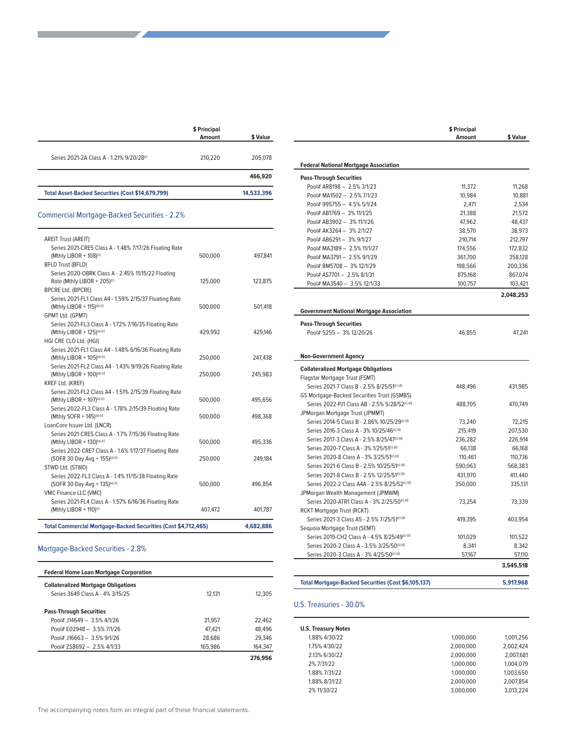| | $ Principal Amount | $ Value |
|---|---|---|
| Series 2021-2A Class A - 1.21% 9/20/28[c] | 210,220 | 205,078 |
| | | **466,920** |
| **Total Asset-Backed Securities (Cost $14,679,799)** | | **14,533,396** |

## Commercial Mortgage-Backed Securities - 2.2%

| | $ Principal Amount | $ Value |
|---|---|---|
| AREIT Trust (AREIT) | | |
| Series 2021-CRE5 Class A - 1.48% 7/17/26 Floating Rate (Mthly LIBOR + 108)[c] | 500,000 | 497,841 |
| BFLD Trust (BFLD) | | |
| Series 2020-OBRK Class A - 2.45% 11/15/22 Floating Rate (Mthly LIBOR + 205)[c] | 125,000 | 123,875 |
| BPCRE Ltd. (BPCRE) | | |
| Series 2021-FL1 Class A4 - 1.59% 2/15/37 Floating Rate (Mthly LIBOR + 115)[a] [c] | 500,000 | 501,418 |
| GPMT Ltd. (GPMT) | | |
| Series 2021-FL3 Class A - 1.72% 7/16/35 Floating Rate (Mthly LIBOR + 125)[a] [c] | 429,992 | 429,146 |
| HGI CRE CLO Ltd. (HGI) | | |
| Series 2021-FL1 Class A4 - 1.48% 6/16/36 Floating Rate (Mthly LIBOR + 105)[a] [c] | 250,000 | 247,438 |
| Series 2021-FL2 Class A4 - 1.43% 9/19/26 Floating Rate (Mthly LIBOR + 100)[a] [c] | 250,000 | 245,983 |
| KREF Ltd. (KREF) | | |
| Series 2021-FL2 Class A4 - 1.51% 2/15/39 Floating Rate (Mthly LIBOR + 107)[a] [c] | 500,000 | 495,656 |
| Series 2022-FL3 Class A - 1.78% 2/15/39 Floating Rate (Mthly SOFR + 145)[a] [c] | 500,000 | 498,368 |
| LoanCore Issuer Ltd. (LNCR) | | |
| Series 2021-CRE5 Class A - 1.7% 7/15/36 Floating Rate (Mthly LIBOR + 130)[a] [c] | 500,000 | 495,336 |
| Series 2022-CRE7 Class A - 1.6% 1/17/37 Floating Rate (SOFR 30 Day Avg + 155)[a] [c] | 250,000 | 249,184 |
| STWD Ltd. (STWD) | | |
| Series 2022-FL3 Class A - 1.4% 11/15/38 Floating Rate (SOFR 30 Day Avg + 135)[a] [c] | 500,000 | 496,854 |
| VMC Finance LLC (VMC) | | |
| Series 2021-FL4 Class A - 1.57% 6/16/36 Floating Rate (Mthly LIBOR + 110)[c] | 407,472 | 401,787 |
| **Total Commercial Mortgage-Backed Securities (Cost $4,712,465)** | | **4,682,886** |

## Mortgage-Backed Securities - 2.8%

| | $ Principal Amount | $ Value |
|---|---|---|
| **Federal Home Loan Mortgage Corporation** | | |
| **Collateralized Mortgage Obligations** | | |
| Series 3649 Class A - 4% 3/15/25 | 12,131 | 12,305 |
| **Pass-Through Securities** | | |
| Pool# J14649 – 3.5% 4/1/26 | 21,957 | 22,462 |
| Pool# E02948 – 3.5% 7/1/26 | 47,421 | 48,496 |
| Pool# J16663 – 3.5% 9/1/26 | 28,686 | 29,346 |
| Pool# ZS8692 – 2.5% 4/1/33 | 165,986 | 164,347 |
| | | **276,956** |
| **Federal National Mortgage Association** | | |
| **Pass-Through Securities** | | |
| Pool# AR8198 – 2.5% 3/1/23 | 11,372 | 11,268 |
| Pool# MA1502 – 2.5% 7/1/23 | 10,984 | 10,881 |
| Pool# 995755 – 4.5% 5/1/24 | 2,471 | 2,534 |
| Pool# AB1769 – 3% 11/1/25 | 21,388 | 21,572 |
| Pool# AB3902 – 3% 11/1/26 | 47,962 | 48,437 |
| Pool# AK3264 – 3% 2/1/27 | 38,570 | 38,973 |
| Pool# AB6291 – 3% 9/1/27 | 210,714 | 212,797 |
| Pool# MA3189 – 2.5% 11/1/27 | 174,556 | 172,832 |
| Pool# MA3791 – 2.5% 9/1/29 | 361,700 | 358,128 |
| Pool# BM5708 – 3% 12/1/29 | 198,566 | 200,336 |
| Pool# AS7701 – 2.5% 8/1/31 | 875,168 | 867,074 |
| Pool# MA3540 – 3.5% 12/1/33 | 100,757 | 103,421 |
| | | **2,048,253** |
| **Government National Mortgage Association** | | |
| **Pass-Through Securities** | | |
| Pool# 5255 – 3% 12/20/26 | 46,855 | 47,241 |
| **Non-Government Agency** | | |
| **Collateralized Mortgage Obligations** | | |
| Flagstar Mortgage Trust (FSMT) | | |
| Series 2021-7 Class B - 2.5% 8/25/51[c] [d] | 448,496 | 431,985 |
| GS Mortgage-Backed Securities Trust (GSMBS) | | |
| Series 2022-PJ1 Class AB - 2.5% 5/28/52[c] [d] | 488,705 | 470,749 |
| JPMorgan Mortgage Trust (JPMMT) | | |
| Series 2014-5 Class B - 2.86% 10/25/29[c] [d] | 73,240 | 72,215 |
| Series 2016-3 Class A - 3% 10/25/46[c] [d] | 215,419 | 207,530 |
| Series 2017-3 Class A - 2.5% 8/25/47[c] [d] | 236,282 | 226,914 |
| Series 2020-7 Class A - 3% 1/25/51[c] [d] | 66,138 | 66,168 |
| Series 2020-8 Class A - 3% 3/25/51[c] [d] | 110,461 | 110,736 |
| Series 2021-6 Class B - 2.5% 10/25/51[c] [d] | 590,063 | 568,383 |
| Series 2021-8 Class B - 2.5% 12/25/51[c] [d] | 431,970 | 411,440 |
| Series 2022-2 Class A4A - 2.5% 8/25/52[c] [d] | 350,000 | 335,131 |
| JPMorgan Wealth Management (JPMWM) | | |
| Series 2020-ATR1 Class A - 3% 2/25/50[c] [d] | 73,254 | 73,339 |
| RCKT Mortgage Trust (RCKT) | | |
| Series 2021-3 Class A5 - 2.5% 7/25/51[c] [d] | 419,395 | 403,954 |
| Sequoia Mortgage Trust (SEMT) | | |
| Series 2019-CH2 Class A - 4.5% 8/25/49[c] [d] | 101,029 | 101,522 |
| Series 2020-2 Class A - 3.5% 3/25/50[c] [d] | 8,341 | 8,342 |
| Series 2020-3 Class A - 3% 4/25/50[c] [d] | 57,167 | 57,110 |
| | | **3,545,518** |
| **Total Mortgage-Backed Securities (Cost $6,105,137)** | | **5,917,968** |

## U.S. Treasuries - 30.0%

| | $ Principal Amount | $ Value |
|---|---|---|
| **U.S. Treasury Notes** | | |
| 1.88% 4/30/22 | 1,000,000 | 1,001,256 |
| 1.75% 4/30/22 | 2,000,000 | 2,002,424 |
| 2.13% 6/30/22 | 2,000,000 | 2,007,681 |
| 2% 7/31/22 | 1,000,000 | 1,004,079 |
| 1.88% 7/31/22 | 1,000,000 | 1,003,650 |
| 1.88% 8/31/22 | 2,000,000 | 2,007,854 |
| 2% 11/30/22 | 3,000,000 | 3,013,224 |

The accompanying notes form an integral part of these financial statements.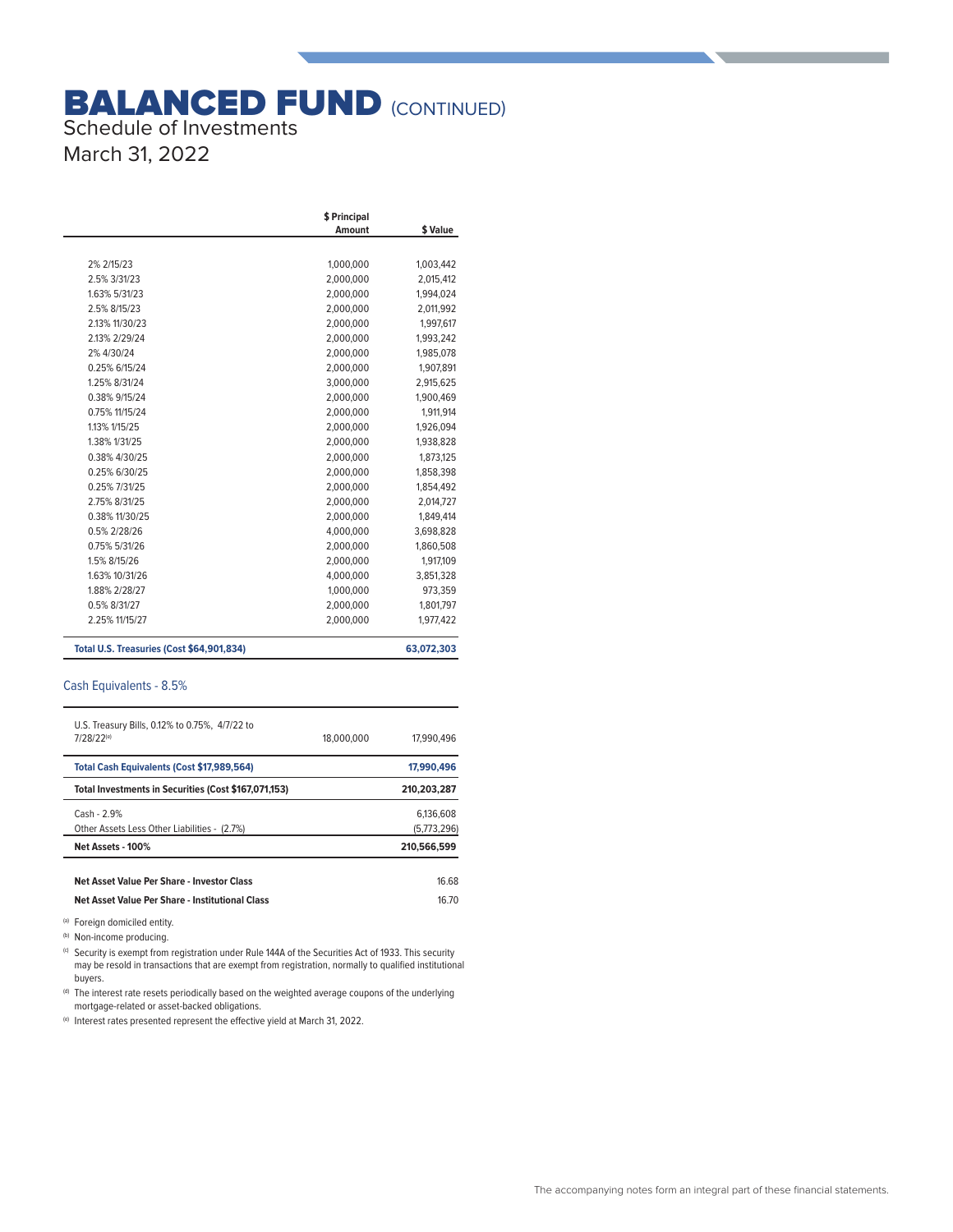# BALANCED FUND (CONTINUED)

Schedule of Investments

March 31, 2022

| | $ Principal Amount | $ Value |
|---|---|---|
| 2% 2/15/23 | 1,000,000 | 1,003,442 |
| 2.5% 3/31/23 | 2,000,000 | 2,015,412 |
| 1.63% 5/31/23 | 2,000,000 | 1,994,024 |
| 2.5% 8/15/23 | 2,000,000 | 2,011,992 |
| 2.13% 11/30/23 | 2,000,000 | 1,997,617 |
| 2.13% 2/29/24 | 2,000,000 | 1,993,242 |
| 2% 4/30/24 | 2,000,000 | 1,985,078 |
| 0.25% 6/15/24 | 2,000,000 | 1,907,891 |
| 1.25% 8/31/24 | 3,000,000 | 2,915,625 |
| 0.38% 9/15/24 | 2,000,000 | 1,900,469 |
| 0.75% 11/15/24 | 2,000,000 | 1,911,914 |
| 1.13% 1/15/25 | 2,000,000 | 1,926,094 |
| 1.38% 1/31/25 | 2,000,000 | 1,938,828 |
| 0.38% 4/30/25 | 2,000,000 | 1,873,125 |
| 0.25% 6/30/25 | 2,000,000 | 1,858,398 |
| 0.25% 7/31/25 | 2,000,000 | 1,854,492 |
| 2.75% 8/31/25 | 2,000,000 | 2,014,727 |
| 0.38% 11/30/25 | 2,000,000 | 1,849,414 |
| 0.5% 2/28/26 | 4,000,000 | 3,698,828 |
| 0.75% 5/31/26 | 2,000,000 | 1,860,508 |
| 1.5% 8/15/26 | 2,000,000 | 1,917,109 |
| 1.63% 10/31/26 | 4,000,000 | 3,851,328 |
| 1.88% 2/28/27 | 1,000,000 | 973,359 |
| 0.5% 8/31/27 | 2,000,000 | 1,801,797 |
| 2.25% 11/15/27 | 2,000,000 | 1,977,422 |
| **Total U.S. Treasuries (Cost $64,901,834)** | | **63,072,303** |

## Cash Equivalents - 8.5%

| | | |
|---|---|---|
| U.S. Treasury Bills, 0.12% to 0.75%, 4/7/22 to 7/28/22[e] | 18,000,000 | 17,990,496 |
| **Total Cash Equivalents (Cost $17,989,564)** | | **17,990,496** |
| **Total Investments in Securities (Cost $167,071,153)** | | **210,203,287** |
| Cash - 2.9% | | 6,136,608 |
| Other Assets Less Other Liabilities - (2.7%) | | (5,773,296) |
| **Net Assets - 100%** | | **210,566,599** |
| **Net Asset Value Per Share - Investor Class** | | 16.68 |
| **Net Asset Value Per Share - Institutional Class** | | 16.70 |

[a] Foreign domiciled entity.

[b] Non-income producing.

[c] Security is exempt from registration under Rule 144A of the Securities Act of 1933. This security may be resold in transactions that are exempt from registration, normally to qualified institutional buyers.

[d] The interest rate resets periodically based on the weighted average coupons of the underlying mortgage-related or asset-backed obligations.

[e] Interest rates presented represent the effective yield at March 31, 2022.

The accompanying notes form an integral part of these financial statements.